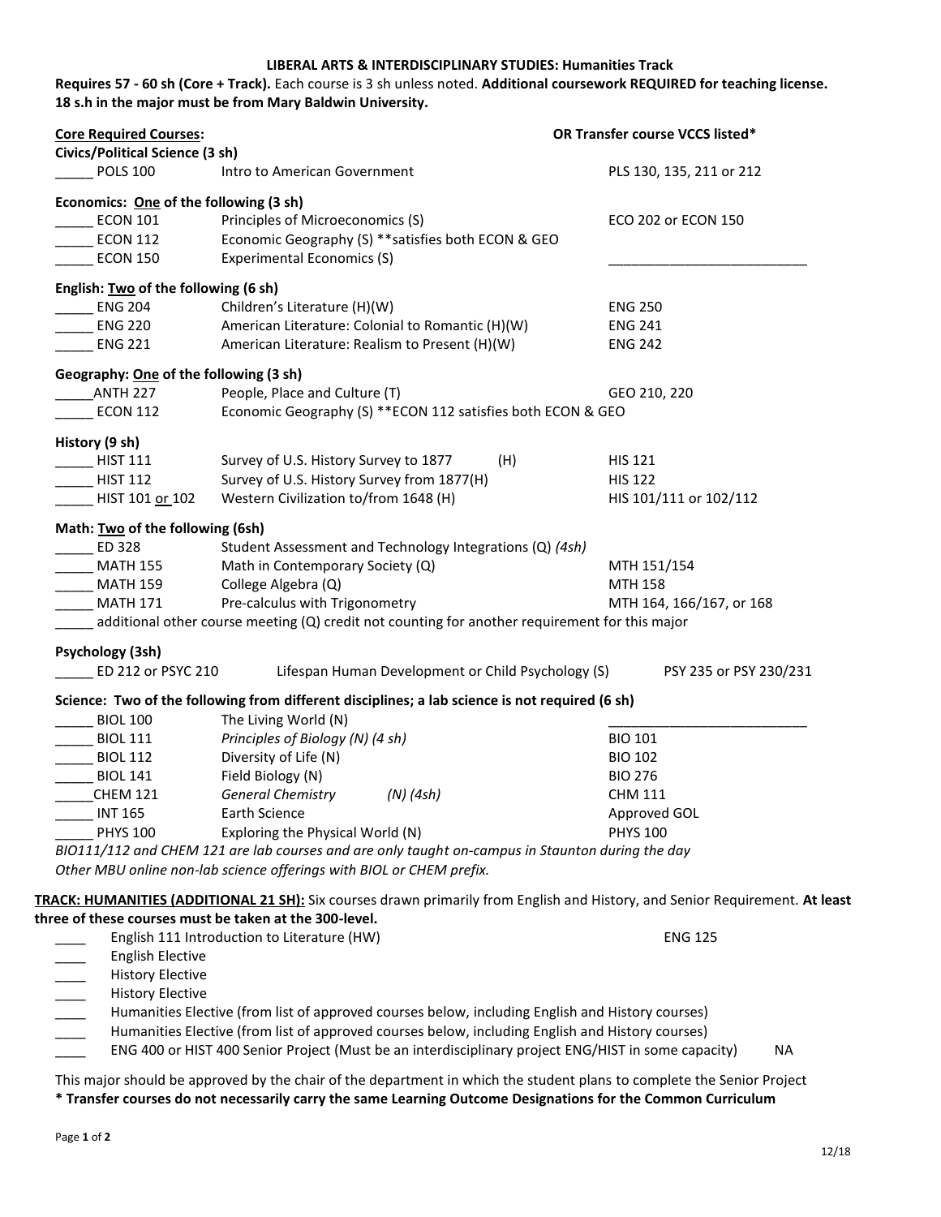**LIBERAL ARTS & INTERDISCIPLINARY STUDIES: Humanities Track**

**Requires 57 - 60 sh (Core + Track).** Each course is 3 sh unless noted. **Additional coursework REQUIRED for teaching license. 18 s.h in the major must be from Mary Baldwin University.**

| **Core Required Courses:** | | **OR Transfer course VCCS listed*** |
|---|---|---|
| **Civics/Political Science (3 sh)** | | |
| _____ POLS 100 | Intro to American Government | PLS 130, 135, 211 or 212 |
| **Economics: One of the following (3 sh)** | | |
| _____ ECON 101 | Principles of Microeconomics (S) | ECO 202 or ECON 150 |
| _____ ECON 112 | Economic Geography (S) **satisfies both ECON & GEO | |
| _____ ECON 150 | Experimental Economics (S) | __________________________ |
| **English: Two of the following (6 sh)** | | |
| _____ ENG 204 | Children's Literature (H)(W) | ENG 250 |
| _____ ENG 220 | American Literature: Colonial to Romantic (H)(W) | ENG 241 |
| _____ ENG 221 | American Literature: Realism to Present (H)(W) | ENG 242 |
| **Geography: One of the following (3 sh)** | | |
| _____ANTH 227 | People, Place and Culture (T) | GEO 210, 220 |
| _____ ECON 112 | Economic Geography (S) **ECON 112 satisfies both ECON & GEO | |
| **History (9 sh)** | | |
| _____ HIST 111 | Survey of U.S. History Survey to 1877 (H) | HIS 121 |
| _____ HIST 112 | Survey of U.S. History Survey from 1877(H) | HIS 122 |
| _____ HIST 101 or 102 | Western Civilization to/from 1648 (H) | HIS 101/111 or 102/112 |
| **Math: Two of the following (6sh)** | | |
| _____ ED 328 | Student Assessment and Technology Integrations (Q) *(4sh)* | |
| _____ MATH 155 | Math in Contemporary Society (Q) | MTH 151/154 |
| _____ MATH 159 | College Algebra (Q) | MTH 158 |
| _____ MATH 171 | Pre-calculus with Trigonometry | MTH 164, 166/167, or 168 |
| _____ additional other course meeting (Q) credit not counting for another requirement for this major | | |
| **Psychology (3sh)** | | |
| _____ ED 212 or PSYC 210 | Lifespan Human Development or Child Psychology (S) | PSY 235 or PSY 230/231 |
| **Science: Two of the following from different disciplines; a lab science is not required (6 sh)** | | |
| _____ BIOL 100 | The Living World (N) | __________________________ |
| _____ BIOL 111 | *Principles of Biology (N) (4 sh)* | BIO 101 |
| _____ BIOL 112 | Diversity of Life (N) | BIO 102 |
| _____ BIOL 141 | Field Biology (N) | BIO 276 |
| _____CHEM 121 | *General Chemistry (N) (4sh)* | CHM 111 |
| _____ INT 165 | Earth Science | Approved GOL |
| _____ PHYS 100 | Exploring the Physical World (N) | PHYS 100 |

*BIO111/112 and CHEM 121 are lab courses and are only taught on-campus in Staunton during the day*
*Other MBU online non-lab science offerings with BIOL or CHEM prefix.*

**TRACK: HUMANITIES (ADDITIONAL 21 SH):** Six courses drawn primarily from English and History, and Senior Requirement. **At least three of these courses must be taken at the 300-level.**

| | | |
|---|---|---|
| ____ | English 111 Introduction to Literature (HW) | ENG 125 |
| ____ | English Elective | |
| ____ | History Elective | |
| ____ | History Elective | |
| ____ | Humanities Elective (from list of approved courses below, including English and History courses) | |
| ____ | Humanities Elective (from list of approved courses below, including English and History courses) | |
| ____ | ENG 400 or HIST 400 Senior Project (Must be an interdisciplinary project ENG/HIST in some capacity) | NA |

This major should be approved by the chair of the department in which the student plans to complete the Senior Project

**\* Transfer courses do not necessarily carry the same Learning Outcome Designations for the Common Curriculum**

12/18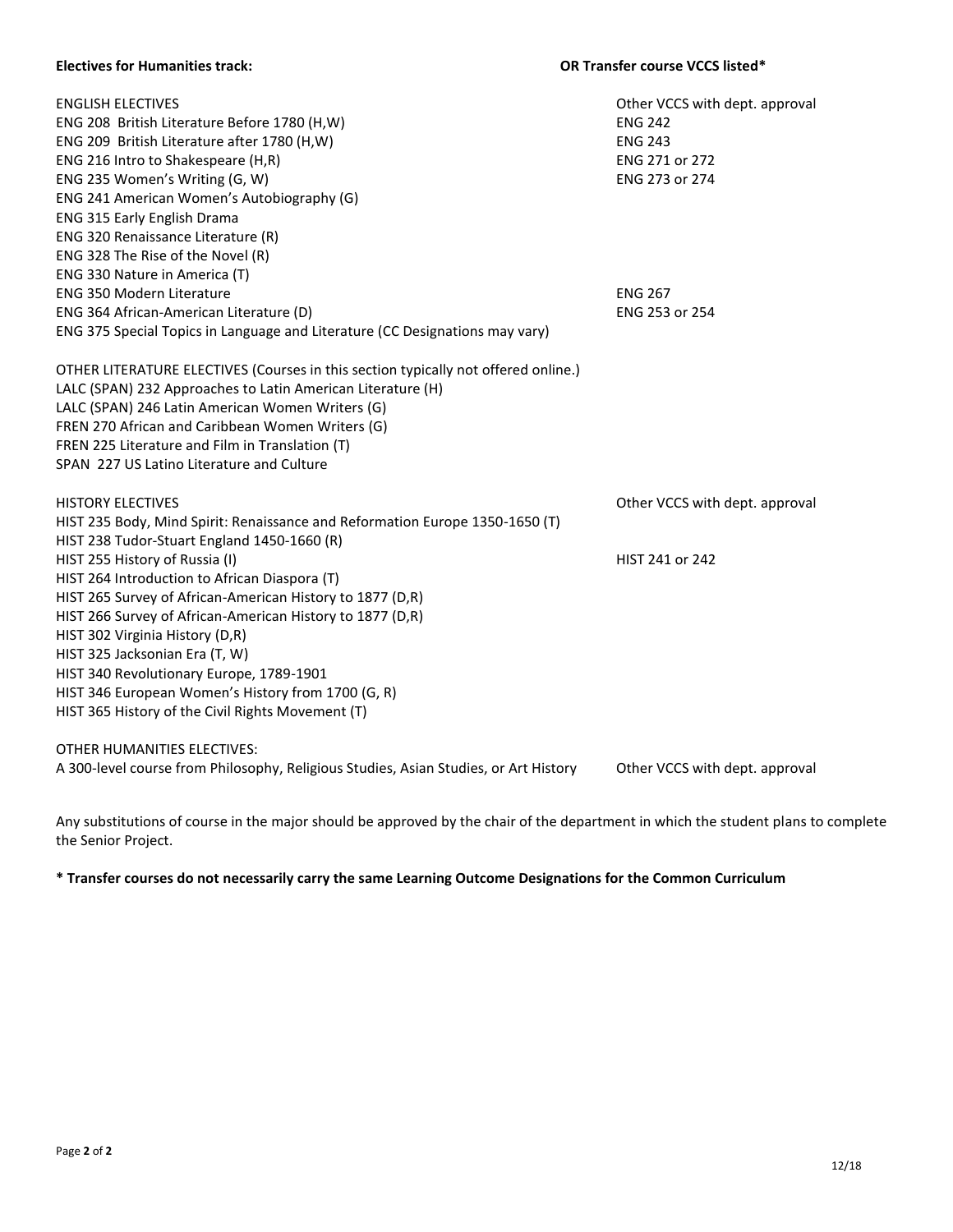| **Electives for Humanities track:** | **OR Transfer course VCCS listed*** |
| --- | --- |
| ENGLISH ELECTIVES | Other VCCS with dept. approval |
| ENG 208 British Literature Before 1780 (H,W) | ENG 242 |
| ENG 209 British Literature after 1780 (H,W) | ENG 243 |
| ENG 216 Intro to Shakespeare (H,R) | ENG 271 or 272 |
| ENG 235 Women's Writing (G, W) | ENG 273 or 274 |
| ENG 241 American Women's Autobiography (G) | |
| ENG 315 Early English Drama | |
| ENG 320 Renaissance Literature (R) | |
| ENG 328 The Rise of the Novel (R) | |
| ENG 330 Nature in America (T) | |
| ENG 350 Modern Literature | ENG 267 |
| ENG 364 African-American Literature (D) | ENG 253 or 254 |
| ENG 375 Special Topics in Language and Literature (CC Designations may vary) | |
| | |
| OTHER LITERATURE ELECTIVES (Courses in this section typically not offered online.) | |
| LALC (SPAN) 232 Approaches to Latin American Literature (H) | |
| LALC (SPAN) 246 Latin American Women Writers (G) | |
| FREN 270 African and Caribbean Women Writers (G) | |
| FREN 225 Literature and Film in Translation (T) | |
| SPAN 227 US Latino Literature and Culture | |
| | |
| HISTORY ELECTIVES | Other VCCS with dept. approval |
| HIST 235 Body, Mind Spirit: Renaissance and Reformation Europe 1350-1650 (T) | |
| HIST 238 Tudor-Stuart England 1450-1660 (R) | |
| HIST 255 History of Russia (I) | HIST 241 or 242 |
| HIST 264 Introduction to African Diaspora (T) | |
| HIST 265 Survey of African-American History to 1877 (D,R) | |
| HIST 266 Survey of African-American History to 1877 (D,R) | |
| HIST 302 Virginia History (D,R) | |
| HIST 325 Jacksonian Era (T, W) | |
| HIST 340 Revolutionary Europe, 1789-1901 | |
| HIST 346 European Women's History from 1700 (G, R) | |
| HIST 365 History of the Civil Rights Movement (T) | |
| | |
| OTHER HUMANITIES ELECTIVES: | |
| A 300-level course from Philosophy, Religious Studies, Asian Studies, or Art History | Other VCCS with dept. approval |

Any substitutions of course in the major should be approved by the chair of the department in which the student plans to complete the Senior Project.

**\* Transfer courses do not necessarily carry the same Learning Outcome Designations for the Common Curriculum**

12/18